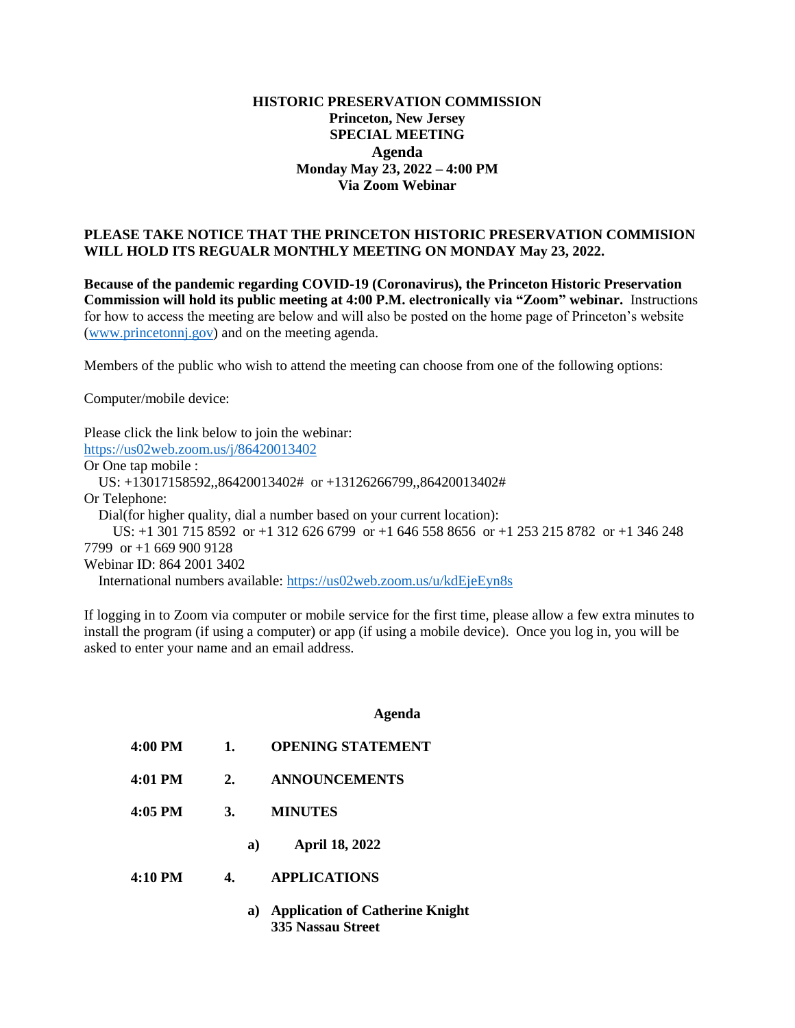# HISTORIC PRESERVATION COMMISSION
## Princeton, New Jersey
## SPECIAL MEETING
## Agenda
## Monday May 23, 2022 – 4:00 PM
## Via Zoom Webinar

**PLEASE TAKE NOTICE THAT THE PRINCETON HISTORIC PRESERVATION COMMISION WILL HOLD ITS REGUALR MONTHLY MEETING ON MONDAY May 23, 2022.**

**Because of the pandemic regarding COVID-19 (Coronavirus), the Princeton Historic Preservation Commission will hold its public meeting at 4:00 P.M. electronically via "Zoom" webinar.** Instructions for how to access the meeting are below and will also be posted on the home page of Princeton's website (www.princetonnj.gov) and on the meeting agenda.

Members of the public who wish to attend the meeting can choose from one of the following options:

Computer/mobile device:

Please click the link below to join the webinar:
https://us02web.zoom.us/j/86420013402
Or One tap mobile :
US: +13017158592,,86420013402# or +13126266799,,86420013402#
Or Telephone:
Dial(for higher quality, dial a number based on your current location):
US: +1 301 715 8592 or +1 312 626 6799 or +1 646 558 8656 or +1 253 215 8782 or +1 346 248 7799 or +1 669 900 9128
Webinar ID: 864 2001 3402
International numbers available: https://us02web.zoom.us/u/kdEjeEyn8s

If logging in to Zoom via computer or mobile service for the first time, please allow a few extra minutes to install the program (if using a computer) or app (if using a mobile device). Once you log in, you will be asked to enter your name and an email address.

## Agenda

**4:00 PM 1. OPENING STATEMENT**

**4:01 PM 2. ANNOUNCEMENTS**

**4:05 PM 3. MINUTES**

- **a) April 18, 2022**

**4:10 PM 4. APPLICATIONS**

- **a) Application of Catherine Knight**
  **335 Nassau Street**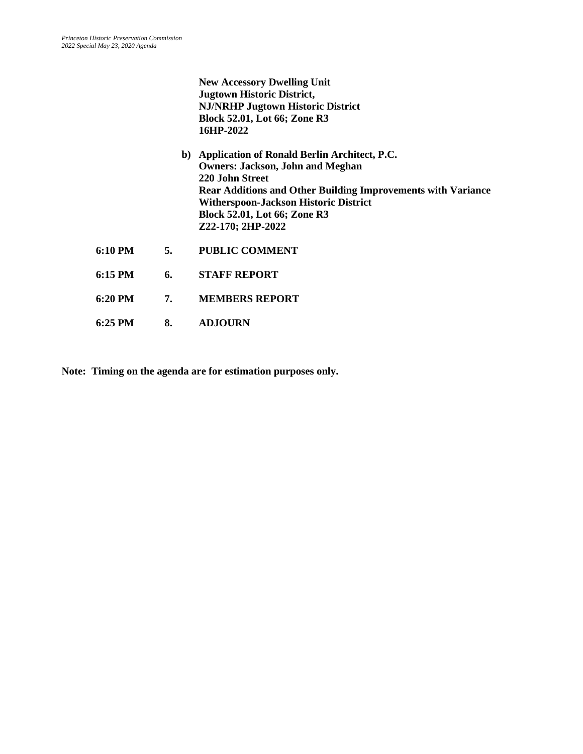**New Accessory Dwelling Unit**
**Jugtown Historic District,**
**NJ/NRHP Jugtown Historic District**
**Block 52.01, Lot 66; Zone R3**
**16HP-2022**

**b) Application of Ronald Berlin Architect, P.C.**
**Owners: Jackson, John and Meghan**
**220 John Street**
**Rear Additions and Other Building Improvements with Variance**
**Witherspoon-Jackson Historic District**
**Block 52.01, Lot 66; Zone R3**
**Z22-170; 2HP-2022**

| | | |
|---|---|---|
| **6:10 PM** | **5.** | **PUBLIC COMMENT** |
| **6:15 PM** | **6.** | **STAFF REPORT** |
| **6:20 PM** | **7.** | **MEMBERS REPORT** |
| **6:25 PM** | **8.** | **ADJOURN** |

**Note: Timing on the agenda are for estimation purposes only.**